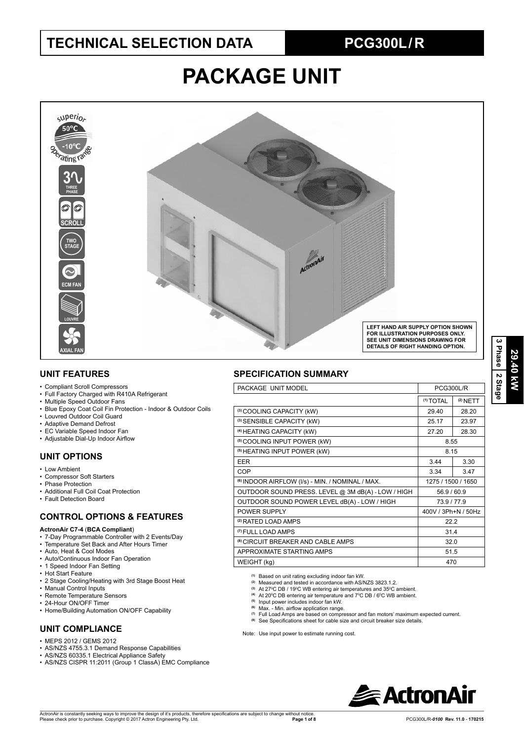# TECHNICAL SELECTION DATA

## PCG300L / R

# PACKAGE UNIT

superior 50°C -10°C operating range

THREE PHASE

SCROLL

TWO STAGE

ECM FAN

LOUVRE

AXIAL FAN

LEFT HAND AIR SUPPLY OPTION SHOWN FOR ILLUSTRATION PURPOSES ONLY. SEE UNIT DIMENSIONS DRAWING FOR DETAILS OF RIGHT HANDING OPTION.

29.40 kW | 3 Phase | 2 Stage

## UNIT FEATURES

- Compliant Scroll Compressors
- Full Factory Charged with R410A Refrigerant
- Multiple Speed Outdoor Fans
- Blue Epoxy Coat Coil Fin Protection - Indoor & Outdoor Coils
- Louvred Outdoor Coil Guard
- Adaptive Demand Defrost
- EC Variable Speed Indoor Fan
- Adjustable Dial-Up Indoor Airflow

## UNIT OPTIONS

- Low Ambient
- Compressor Soft Starters
- Phase Protection
- Additional Full Coil Coat Protection
- Fault Detection Board

## CONTROL OPTIONS & FEATURES

**ActronAir C7-4 (BCA Compliant)**

- 7-Day Programmable Controller with 2 Events/Day
- Temperature Set Back and After Hours Timer
- Auto, Heat & Cool Modes
- Auto/Continuous Indoor Fan Operation
- 1 Speed Indoor Fan Setting
- Hot Start Feature
- 2 Stage Cooling/Heating with 3rd Stage Boost Heat
- Manual Control Inputs
- Remote Temperature Sensors
- 24-Hour ON/OFF Timer
- Home/Building Automation ON/OFF Capability

## UNIT COMPLIANCE

- MEPS 2012 / GEMS 2012
- AS/NZS 4755.3.1 Demand Response Capabilities
- AS/NZS 60335.1 Electrical Appliance Safety
- AS/NZS CISPR 11:2011 (Group 1 ClassA) EMC Compliance

## SPECIFICATION SUMMARY

| PACKAGE UNIT MODEL | PCG300L/R | |
|---|---|---|
| | (1) TOTAL | (2) NETT |
| (3) COOLING CAPACITY (kW) | 29.40 | 28.20 |
| (3) SENSIBLE CAPACITY (kW) | 25.17 | 23.97 |
| (4) HEATING CAPACITY (kW) | 27.20 | 28.30 |
| (5) COOLING INPUT POWER (kW) | 8.55 | |
| (5) HEATING INPUT POWER (kW) | 8.15 | |
| EER | 3.44 | 3.30 |
| COP | 3.34 | 3.47 |
| (6) INDOOR AIRFLOW (l/s) - MIN. / NOMINAL / MAX. | 1275 / 1500 / 1650 | |
| OUTDOOR SOUND PRESS. LEVEL @ 3M dB(A) - LOW / HIGH | 56.9 / 60.9 | |
| OUTDOOR SOUND POWER LEVEL dB(A) - LOW / HIGH | 73.9 / 77.9 | |
| POWER SUPPLY | 400V / 3Ph+N / 50Hz | |
| (2) RATED LOAD AMPS | 22.2 | |
| (7) FULL LOAD AMPS | 31.4 | |
| (8) CIRCUIT BREAKER AND CABLE AMPS | 32.0 | |
| APPROXIMATE STARTING AMPS | 51.5 | |
| WEIGHT (kg) | 470 | |

(1) Based on unit rating excluding indoor fan kW.
(2) Measured and tested in accordance with AS/NZS 3823.1.2.
(3) At 27°C DB / 19°C WB entering air temperatures and 35°C ambient.
(4) At 20°C DB entering air temperature and 7°C DB / 6°C WB ambient.
(5) Input power includes indoor fan kW.
(6) Max. - Min. airflow application range.
(7) Full Load Amps are based on compressor and fan motors' maximum expected current.
(8) See Specifications sheet for cable size and circuit breaker size details.

Note: Use input power to estimate running cost.

ActronAir is constantly seeking ways to improve the design of it's products, therefore specifications are subject to change without notice. Please check prior to purchase. Copyright © 2017 Actron Engineering Pty. Ltd.

PCG300L/R-0100 Rev. 11.0 - 170215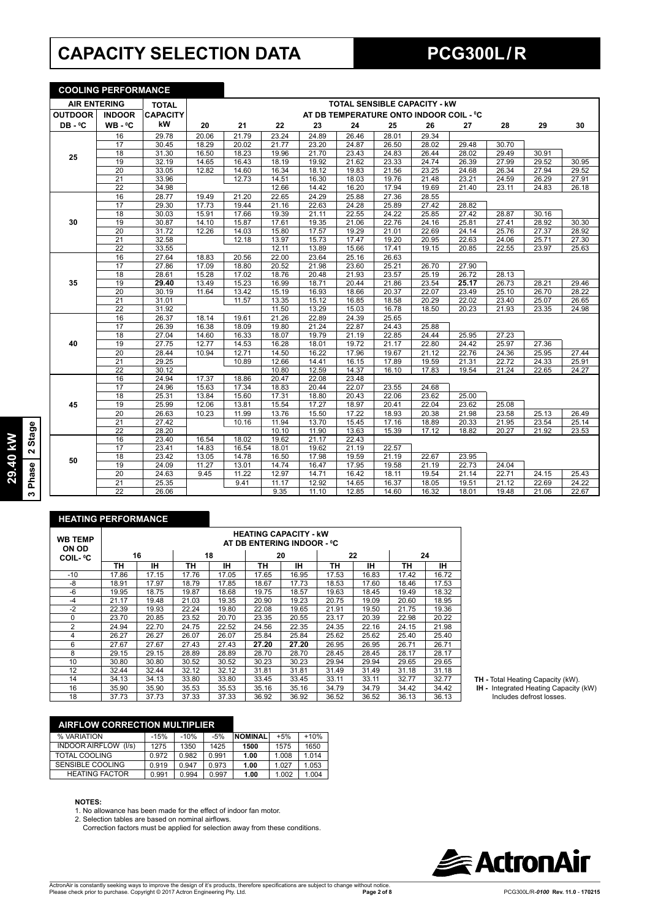# CAPACITY SELECTION DATA

# PCG300L / R

## COOLING PERFORMANCE

| AIR ENTERING | | TOTAL | TOTAL SENSIBLE CAPACITY - kW | | | | | | | | | | |
|---|---|---|---|---|---|---|---|---|---|---|---|---|---|
| OUTDOOR | INDOOR | CAPACITY | AT DB TEMPERATURE ONTO INDOOR COIL - ⁰C | | | | | | | | | | |
| DB - ⁰C | WB - ⁰C | kW | 20 | 21 | 22 | 23 | 24 | 25 | 26 | 27 | 28 | 29 | 30 |
| 25 | 16 | 29.78 | 20.06 | 21.79 | 23.24 | 24.89 | 26.46 | 28.01 | 29.34 | | | | |
| | 17 | 30.45 | 18.29 | 20.02 | 21.77 | 23.20 | 24.87 | 26.50 | 28.02 | 29.48 | 30.70 | | |
| | 18 | 31.30 | 16.50 | 18.23 | 19.96 | 21.70 | 23.43 | 24.83 | 26.44 | 28.02 | 29.49 | 30.91 | |
| | 19 | 32.19 | 14.65 | 16.43 | 18.19 | 19.92 | 21.62 | 23.33 | 24.74 | 26.39 | 27.99 | 29.52 | 30.95 |
| | 20 | 33.05 | 12.82 | 14.60 | 16.34 | 18.12 | 19.83 | 21.56 | 23.25 | 24.68 | 26.34 | 27.94 | 29.52 |
| | 21 | 33.96 | | 12.73 | 14.51 | 16.30 | 18.03 | 19.76 | 21.48 | 23.21 | 24.59 | 26.29 | 27.91 |
| | 22 | 34.98 | | | 12.66 | 14.42 | 16.20 | 17.94 | 19.69 | 21.40 | 23.11 | 24.83 | 26.18 |
| 30 | 16 | 28.77 | 19.49 | 21.20 | 22.65 | 24.29 | 25.88 | 27.36 | 28.55 | | | | |
| | 17 | 29.30 | 17.73 | 19.44 | 21.16 | 22.63 | 24.28 | 25.89 | 27.42 | 28.82 | | | |
| | 18 | 30.03 | 15.91 | 17.66 | 19.39 | 21.11 | 22.55 | 24.22 | 25.85 | 27.42 | 28.87 | 30.16 | |
| | 19 | 30.87 | 14.10 | 15.87 | 17.61 | 19.35 | 21.06 | 22.76 | 24.16 | 25.81 | 27.41 | 28.92 | 30.30 |
| | 20 | 31.72 | 12.26 | 14.03 | 15.80 | 17.57 | 19.29 | 21.01 | 22.69 | 24.14 | 25.76 | 27.37 | 28.92 |
| | 21 | 32.58 | | 12.18 | 13.97 | 15.73 | 17.47 | 19.20 | 20.95 | 22.63 | 24.06 | 25.71 | 27.30 |
| | 22 | 33.55 | | | 12.11 | 13.89 | 15.66 | 17.41 | 19.15 | 20.85 | 22.55 | 23.97 | 25.63 |
| 35 | 16 | 27.64 | 18.83 | 20.56 | 22.00 | 23.64 | 25.16 | 26.63 | | | | | |
| | 17 | 27.86 | 17.09 | 18.80 | 20.52 | 21.98 | 23.60 | 25.21 | 26.70 | 27.90 | | | |
| | 18 | 28.61 | 15.28 | 17.02 | 18.76 | 20.48 | 21.93 | 23.57 | 25.19 | 26.72 | 28.13 | | |
| | 19 | **29.40** | 13.49 | 15.23 | 16.99 | 18.71 | 20.44 | 21.86 | 23.54 | **25.17** | 26.73 | 28.21 | 29.46 |
| | 20 | 30.19 | 11.64 | 13.42 | 15.19 | 16.93 | 18.66 | 20.37 | 22.07 | 23.49 | 25.10 | 26.70 | 28.22 |
| | 21 | 31.01 | | 11.57 | 13.35 | 15.12 | 16.85 | 18.58 | 20.29 | 22.02 | 23.40 | 25.07 | 26.65 |
| | 22 | 31.92 | | | 11.50 | 13.29 | 15.03 | 16.78 | 18.50 | 20.23 | 21.93 | 23.35 | 24.98 |
| 40 | 16 | 26.37 | 18.14 | 19.61 | 21.26 | 22.89 | 24.39 | 25.65 | | | | | |
| | 17 | 26.39 | 16.38 | 18.09 | 19.80 | 21.24 | 22.87 | 24.43 | 25.88 | | | | |
| | 18 | 27.04 | 14.60 | 16.33 | 18.07 | 19.79 | 21.19 | 22.85 | 24.44 | 25.95 | 27.23 | | |
| | 19 | 27.75 | 12.77 | 14.53 | 16.28 | 18.01 | 19.72 | 21.17 | 22.80 | 24.42 | 25.97 | 27.36 | |
| | 20 | 28.44 | 10.94 | 12.71 | 14.50 | 16.22 | 17.96 | 19.67 | 21.12 | 22.76 | 24.36 | 25.95 | 27.44 |
| | 21 | 29.25 | | 10.89 | 12.66 | 14.41 | 16.15 | 17.89 | 19.59 | 21.31 | 22.72 | 24.33 | 25.91 |
| | 22 | 30.12 | | | 10.80 | 12.59 | 14.37 | 16.10 | 17.83 | 19.54 | 21.24 | 22.65 | 24.27 |
| 45 | 16 | 24.94 | 17.37 | 18.86 | 20.47 | 22.08 | 23.48 | | | | | | |
| | 17 | 24.96 | 15.63 | 17.34 | 18.83 | 20.44 | 22.07 | 23.55 | 24.68 | | | | |
| | 18 | 25.31 | 13.84 | 15.60 | 17.31 | 18.80 | 20.43 | 22.06 | 23.62 | 25.00 | | | |
| | 19 | 25.99 | 12.06 | 13.81 | 15.54 | 17.27 | 18.97 | 20.41 | 22.04 | 23.62 | 25.08 | | |
| | 20 | 26.63 | 10.23 | 11.99 | 13.76 | 15.50 | 17.22 | 18.93 | 20.38 | 21.98 | 23.58 | 25.13 | 26.49 |
| | 21 | 27.42 | | 10.16 | 11.94 | 13.70 | 15.45 | 17.16 | 18.89 | 20.33 | 21.95 | 23.54 | 25.14 |
| | 22 | 28.20 | | | 10.10 | 11.90 | 13.63 | 15.39 | 17.12 | 18.82 | 20.27 | 21.92 | 23.53 |
| 50 | 16 | 23.40 | 16.54 | 18.02 | 19.62 | 21.17 | 22.43 | | | | | | |
| | 17 | 23.41 | 14.83 | 16.54 | 18.01 | 19.62 | 21.19 | 22.57 | | | | | |
| | 18 | 23.42 | 13.05 | 14.78 | 16.50 | 17.98 | 19.59 | 21.19 | 22.67 | 23.95 | | | |
| | 19 | 24.09 | 11.27 | 13.01 | 14.74 | 16.47 | 17.95 | 19.58 | 21.19 | 22.73 | 24.04 | | |
| | 20 | 24.63 | 9.45 | 11.22 | 12.97 | 14.71 | 16.42 | 18.11 | 19.54 | 21.14 | 22.71 | 24.15 | 25.43 |
| | 21 | 25.35 | | 9.41 | 11.17 | 12.92 | 14.65 | 16.37 | 18.05 | 19.51 | 21.12 | 22.69 | 24.22 |
| | 22 | 26.06 | | | 9.35 | 11.10 | 12.85 | 14.60 | 16.32 | 18.01 | 19.48 | 21.06 | 22.67 |

29.40 kW | 3 Phase | 2 Stage

## HEATING PERFORMANCE

| WB TEMP ON OD COIL- ⁰C | HEATING CAPACITY - kW AT DB ENTERING INDOOR - ⁰C | | | | | | | | | |
|---|---|---|---|---|---|---|---|---|---|---|
| | 16 | | 18 | | 20 | | 22 | | 24 | |
| | TH | IH | TH | IH | TH | IH | TH | IH | TH | IH |
| -10 | 17.86 | 17.15 | 17.76 | 17.05 | 17.65 | 16.95 | 17.53 | 16.83 | 17.42 | 16.72 |
| -8 | 18.91 | 17.97 | 18.79 | 17.85 | 18.67 | 17.73 | 18.53 | 17.60 | 18.46 | 17.53 |
| -6 | 19.95 | 18.75 | 19.87 | 18.68 | 19.75 | 18.57 | 19.63 | 18.45 | 19.49 | 18.32 |
| -4 | 21.17 | 19.48 | 21.03 | 19.35 | 20.90 | 19.23 | 20.75 | 19.09 | 20.60 | 18.95 |
| -2 | 22.39 | 19.93 | 22.24 | 19.80 | 22.08 | 19.65 | 21.91 | 19.50 | 21.75 | 19.36 |
| 0 | 23.70 | 20.85 | 23.52 | 20.70 | 23.35 | 20.55 | 23.17 | 20.39 | 22.98 | 20.22 |
| 2 | 24.94 | 22.70 | 24.75 | 22.52 | 24.56 | 22.35 | 24.35 | 22.16 | 24.15 | 21.98 |
| 4 | 26.27 | 26.27 | 26.07 | 26.07 | 25.84 | 25.84 | 25.62 | 25.62 | 25.40 | 25.40 |
| 6 | 27.67 | 27.67 | 27.43 | 27.43 | **27.20** | **27.20** | 26.95 | 26.95 | 26.71 | 26.71 |
| 8 | 29.15 | 29.15 | 28.89 | 28.89 | 28.70 | 28.70 | 28.45 | 28.45 | 28.17 | 28.17 |
| 10 | 30.80 | 30.80 | 30.52 | 30.52 | 30.23 | 30.23 | 29.94 | 29.94 | 29.65 | 29.65 |
| 12 | 32.44 | 32.44 | 32.12 | 32.12 | 31.81 | 31.81 | 31.49 | 31.49 | 31.18 | 31.18 |
| 14 | 34.13 | 34.13 | 33.80 | 33.80 | 33.45 | 33.45 | 33.11 | 33.11 | 32.77 | 32.77 |
| 16 | 35.90 | 35.90 | 35.53 | 35.53 | 35.16 | 35.16 | 34.79 | 34.79 | 34.42 | 34.42 |
| 18 | 37.73 | 37.73 | 37.33 | 37.33 | 36.92 | 36.92 | 36.52 | 36.52 | 36.13 | 36.13 |

**TH -** Total Heating Capacity (kW).
**IH -** Integrated Heating Capacity (kW) Includes defrost losses.

## AIRFLOW CORRECTION MULTIPLIER

| % VARIATION | -15% | -10% | -5% | NOMINAL | +5% | +10% |
|---|---|---|---|---|---|---|
| INDOOR AIRFLOW (l/s) | 1275 | 1350 | 1425 | **1500** | 1575 | 1650 |
| TOTAL COOLING | 0.972 | 0.982 | 0.991 | **1.00** | 1.008 | 1.014 |
| SENSIBLE COOLING | 0.919 | 0.947 | 0.973 | **1.00** | 1.027 | 1.053 |
| HEATING FACTOR | 0.991 | 0.994 | 0.997 | **1.00** | 1.002 | 1.004 |

**NOTES:**

1. No allowance has been made for the effect of indoor fan motor.
2. Selection tables are based on nominal airflows.
   Correction factors must be applied for selection away from these conditions.

ActronAir is constantly seeking ways to improve the design of it's products, therefore specifications are subject to change without notice.
Please check prior to purchase. Copyright © 2017 Actron Engineering Pty. Ltd.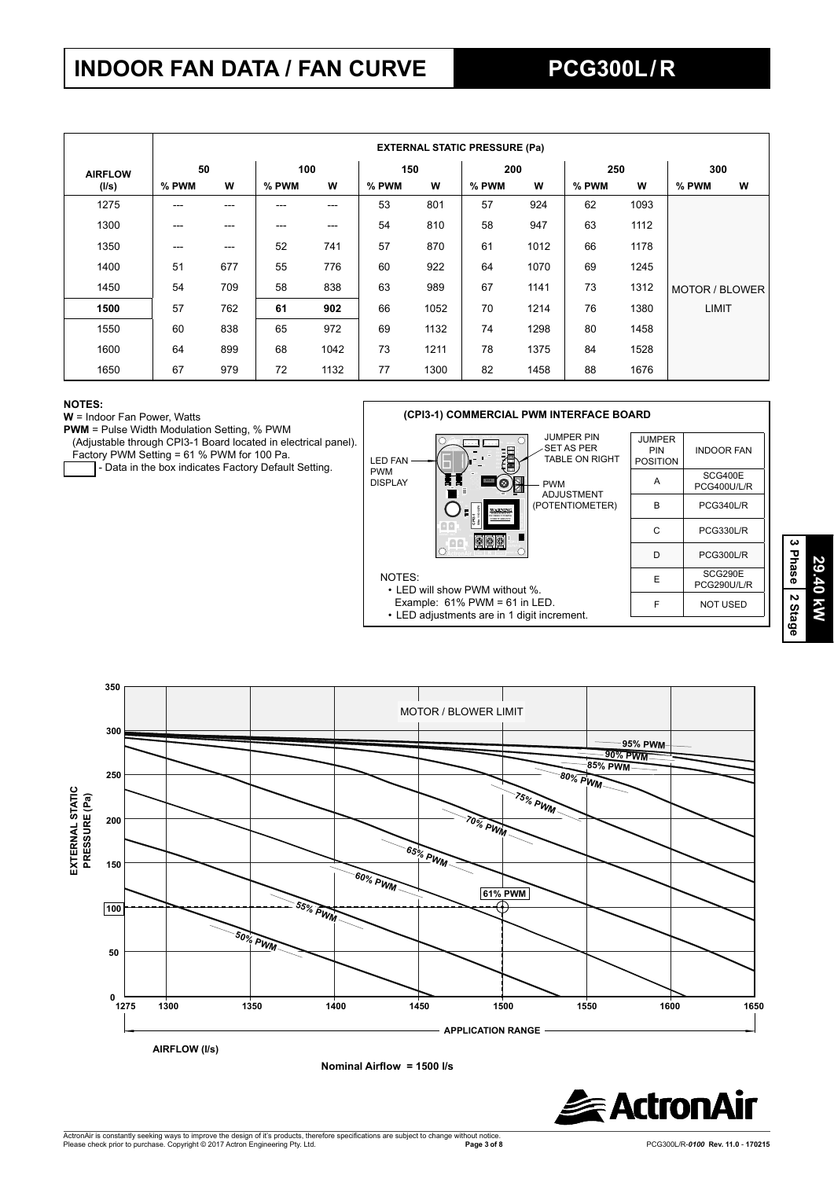# INDOOR FAN DATA / FAN CURVE

# PCG300L / R

| AIRFLOW (l/s) | EXTERNAL STATIC PRESSURE (Pa) | | | | | | | | | | | |
|---|---|---|---|---|---|---|---|---|---|---|---|---|
| | 50 | | 100 | | 150 | | 200 | | 250 | | 300 | |
| | % PWM | W | % PWM | W | % PWM | W | % PWM | W | % PWM | W | % PWM | W |
| 1275 | --- | --- | --- | --- | 53 | 801 | 57 | 924 | 62 | 1093 | MOTOR / BLOWER LIMIT | |
| 1300 | --- | --- | --- | --- | 54 | 810 | 58 | 947 | 63 | 1112 | | |
| 1350 | --- | --- | 52 | 741 | 57 | 870 | 61 | 1012 | 66 | 1178 | | |
| 1400 | 51 | 677 | 55 | 776 | 60 | 922 | 64 | 1070 | 69 | 1245 | | |
| 1450 | 54 | 709 | 58 | 838 | 63 | 989 | 67 | 1141 | 73 | 1312 | | |
| **1500** | 57 | 762 | **61** | **902** | 66 | 1052 | 70 | 1214 | 76 | 1380 | | |
| 1550 | 60 | 838 | 65 | 972 | 69 | 1132 | 74 | 1298 | 80 | 1458 | | |
| 1600 | 64 | 899 | 68 | 1042 | 73 | 1211 | 78 | 1375 | 84 | 1528 | | |
| 1650 | 67 | 979 | 72 | 1132 | 77 | 1300 | 82 | 1458 | 88 | 1676 | | |

**NOTES:**

**W** = Indoor Fan Power, Watts

**PWM** = Pulse Width Modulation Setting, % PWM
(Adjustable through CPI3-1 Board located in electrical panel).
Factory PWM Setting = 61 % PWM for 100 Pa.

- Data in the box indicates Factory Default Setting.

**(CPI3-1) COMMERCIAL PWM INTERFACE BOARD**

LED FAN PWM DISPLAY

JUMPER PIN SET AS PER TABLE ON RIGHT

PWM ADJUSTMENT (POTENTIOMETER)

NOTES:

- LED will show PWM without %.
  Example: 61% PWM = 61 in LED.
- LED adjustments are in 1 digit increment.

| JUMPER PIN POSITION | INDOOR FAN |
|---|---|
| A | SCG400E PCG400U/L/R |
| B | PCG340L/R |
| C | PCG330L/R |
| D | PCG300L/R |
| E | SCG290E PCG290U/L/R |
| F | NOT USED |

29.40 kW
3 Phase | 2 Stage

MOTOR / BLOWER LIMIT

EXTERNAL STATIC PRESSURE (Pa)

0
50
100
150
200
250
300
350

1275
1300
1350
1400
1450
1500
1550
1600
1650

95% PWM
90% PWM
85% PWM
80% PWM
75% PWM
70% PWM
65% PWM
61% PWM
60% PWM
55% PWM
50% PWM

APPLICATION RANGE

AIRFLOW (l/s)

Nominal Airflow = 1500 l/s

ActronAir

ActronAir is constantly seeking ways to improve the design of it's products, therefore specifications are subject to change without notice.
Please check prior to purchase. Copyright © 2017 Actron Engineering Pty. Ltd.

PCG300L/R-*0100* Rev. 11.0 - 170215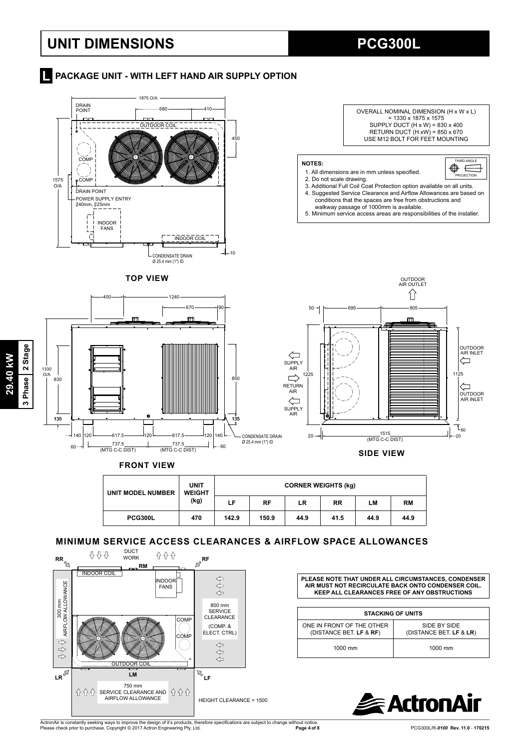# UNIT DIMENSIONS

# PCG300L

## L PACKAGE UNIT - WITH LEFT HAND AIR SUPPLY OPTION

1875 O/A

DRAIN POINT

680

410

OUTDOOR COIL

450

COMP

COMP

1575 O/A

DRAIN POINT

POWER SUPPLY ENTRY Ø40mm, Ø25mm

INDOOR FANS

INDOOR COIL

10

CONDENSATE DRAIN Ø 25.4 mm (1") ID

**TOP VIEW**

OVERALL NOMINAL DIMENSION (H x W x L) = 1330 x 1875 x 1575
SUPPLY DUCT (H x W) = 830 x 400
RETURN DUCT (H xW) = 850 x 670
USE M12 BOLT FOR FEET MOUNTING

**NOTES:**

1. All dimensions are in mm unless specified.
2. Do not scale drawing.
3. Additional Full Coil Coat Protection option available on all units.
4. Suggested Service Clearance and Airflow Allowances are based on conditions that the spaces are free from obstructions and walkway passage of 1000mm is available.
5. Minimum service access areas are responsibilities of the installer.

THIRD ANGLE PROJECTION

400

1240

670

90

1330 O/A

830

850

135

135

140 120 617.5 120 617.5 120 140

60 737.5 (MTG C-C DIST) 737.5 (MTG C-C DIST) 60

CONDENSATE DRAIN Ø 25.4 mm (1") ID

**FRONT VIEW**

OUTDOOR AIR OUTLET

50

695

805

SUPPLY AIR

RETURN AIR

SUPPLY AIR

1225

OUTDOOR AIR INLET

1125

OUTDOOR AIR INLET

60

20

1515 (MTG C-C DIST)

20

**SIDE VIEW**

| UNIT MODEL NUMBER | UNIT WEIGHT (kg) | CORNER WEIGHTS (kg) | | | | | |
|---|---|---|---|---|---|---|---|
| | | LF | RF | LR | RR | LM | RM |
| PCG300L | 470 | 142.9 | 150.9 | 44.9 | 41.5 | 44.9 | 44.9 |

## MINIMUM SERVICE ACCESS CLEARANCES & AIRFLOW SPACE ALLOWANCES

DUCT WORK

RR

RM

RF

INDOOR COIL

INDOOR FANS

300 mm AIRFLOW ALLOWANCE

800 mm SERVICE CLEARANCE (COMP. & ELECT. CTRL)

COMP

COMP

OUTDOOR COIL

LR

LM

LF

750 mm SERVICE CLEARANCE AND AIRFLOW ALLOWANCE

HEIGHT CLEARANCE = 1500

**PLEASE NOTE THAT UNDER ALL CIRCUMSTANCES, CONDENSER AIR MUST NOT RECIRCULATE BACK ONTO CONDENSER COIL. KEEP ALL CLEARANCES FREE OF ANY OBSTRUCTIONS**

| STACKING OF UNITS | |
|---|---|
| ONE IN FRONT OF THE OTHER (DISTANCE BET. **LF** & **RF**) | SIDE BY SIDE (DISTANCE BET. **LF** & **LR**) |
| 1000 mm | 1000 mm |

29.40 kW | 3 Phase | 2 Stage

ActronAir

ActronAir is constantly seeking ways to improve the design of it's products, therefore specifications are subject to change without notice.
Please check prior to purchase. Copyright © 2017 Actron Engineering Pty. Ltd.

PCG300L/R-*0100* Rev. 11.0 - 170215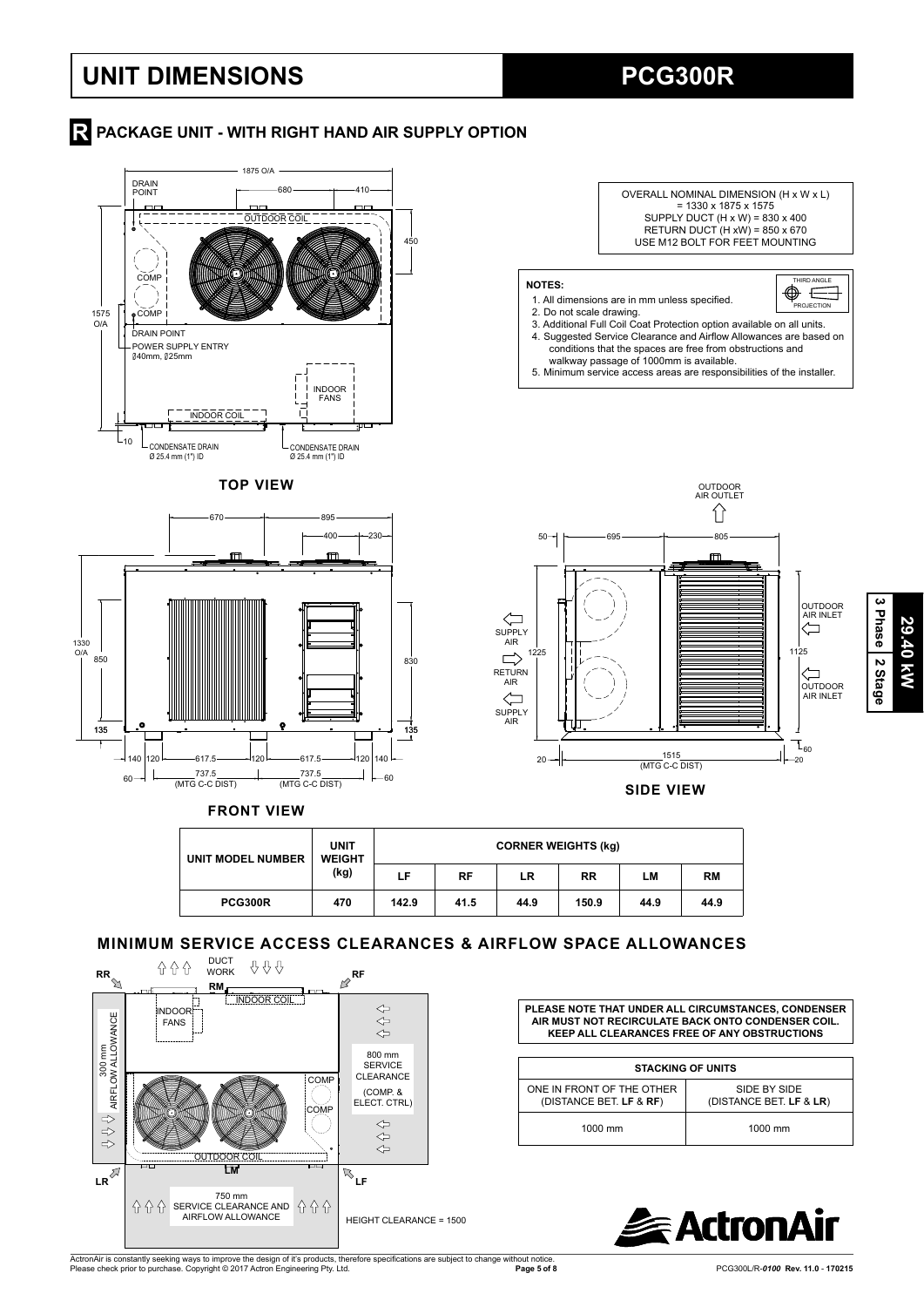# UNIT DIMENSIONS

# PCG300R

## R PACKAGE UNIT - WITH RIGHT HAND AIR SUPPLY OPTION

OVERALL NOMINAL DIMENSION (H x W x L)
= 1330 x 1875 x 1575
SUPPLY DUCT (H x W) = 830 x 400
RETURN DUCT (H xW) = 850 x 670
USE M12 BOLT FOR FEET MOUNTING

**NOTES:**

1. All dimensions are in mm unless specified.
2. Do not scale drawing.
3. Additional Full Coil Coat Protection option available on all units.
4. Suggested Service Clearance and Airflow Allowances are based on conditions that the spaces are free from obstructions and walkway passage of 1000mm is available.
5. Minimum service access areas are responsibilities of the installer.

THIRD ANGLE PROJECTION

1875 O/A
DRAIN POINT
680
410
OUTDOOR COIL
450
COMP
COMP
1575 O/A
DRAIN POINT
POWER SUPPLY ENTRY
Ø40mm, Ø25mm
INDOOR FANS
INDOOR COIL
10
CONDENSATE DRAIN Ø 25.4 mm (1") ID
CONDENSATE DRAIN Ø 25.4 mm (1") ID

**TOP VIEW**

670
895
400
230
1330 O/A
850
830
135
135
140
120
617.5
120
617.5
120
140
60
737.5 (MTG C-C DIST)
737.5 (MTG C-C DIST)
60

**FRONT VIEW**

OUTDOOR AIR OUTLET
50
695
805
SUPPLY AIR
RETURN AIR
SUPPLY AIR
1225
1125
OUTDOOR AIR INLET
OUTDOOR AIR INLET
60
20
1515 (MTG C-C DIST)
20

**SIDE VIEW**

3 Phase 2 Stage 29.40 kW

| UNIT MODEL NUMBER | UNIT WEIGHT (kg) | CORNER WEIGHTS (kg) | | | | | |
|---|---|---|---|---|---|---|---|
| | | LF | RF | LR | RR | LM | RM |
| PCG300R | 470 | 142.9 | 41.5 | 44.9 | 150.9 | 44.9 | 44.9 |

## MINIMUM SERVICE ACCESS CLEARANCES & AIRFLOW SPACE ALLOWANCES

RR
DUCT WORK
RF
RM
INDOOR COIL
INDOOR FANS
300 mm AIRFLOW ALLOWANCE
800 mm SERVICE CLEARANCE (COMP. & ELECT. CTRL)
COMP
COMP
OUTDOOR COIL
LM
LR
LF
750 mm SERVICE CLEARANCE AND AIRFLOW ALLOWANCE
HEIGHT CLEARANCE = 1500

**PLEASE NOTE THAT UNDER ALL CIRCUMSTANCES, CONDENSER AIR MUST NOT RECIRCULATE BACK ONTO CONDENSER COIL. KEEP ALL CLEARANCES FREE OF ANY OBSTRUCTIONS**

| STACKING OF UNITS | |
|---|---|
| ONE IN FRONT OF THE OTHER (DISTANCE BET. **LF** & **RF**) | SIDE BY SIDE (DISTANCE BET. **LF** & **LR**) |
| 1000 mm | 1000 mm |

ActronAir

ActronAir is constantly seeking ways to improve the design of it's products, therefore specifications are subject to change without notice.
Please check prior to purchase. Copyright © 2017 Actron Engineering Pty. Ltd.

PCG300L/R-*0100* Rev. 11.0 - 170215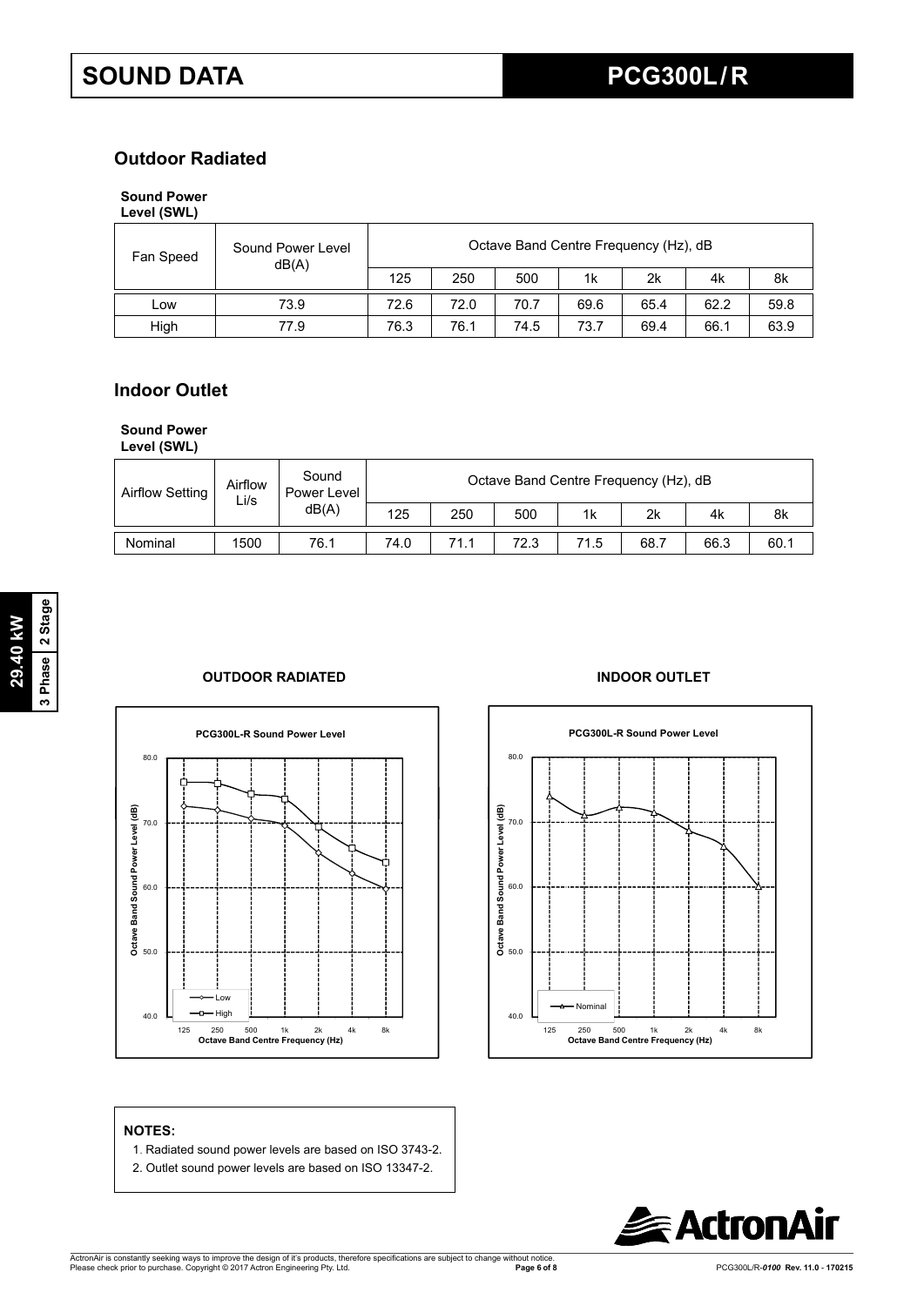# SOUND DATA

# PCG300L / R

## Outdoor Radiated

**Sound Power Level (SWL)**

| Fan Speed | Sound Power Level dB(A) | Octave Band Centre Frequency (Hz), dB | | | | | | |
|---|---|---|---|---|---|---|---|---|
| | | 125 | 250 | 500 | 1k | 2k | 4k | 8k |
| Low | 73.9 | 72.6 | 72.0 | 70.7 | 69.6 | 65.4 | 62.2 | 59.8 |
| High | 77.9 | 76.3 | 76.1 | 74.5 | 73.7 | 69.4 | 66.1 | 63.9 |

## Indoor Outlet

**Sound Power Level (SWL)**

| Airflow Setting | Airflow Li/s | Sound Power Level dB(A) | Octave Band Centre Frequency (Hz), dB | | | | | | |
|---|---|---|---|---|---|---|---|---|---|
| | | | 125 | 250 | 500 | 1k | 2k | 4k | 8k |
| Nominal | 1500 | 76.1 | 74.0 | 71.1 | 72.3 | 71.5 | 68.7 | 66.3 | 60.1 |

29.40 kW
3 Phase
2 Stage

**OUTDOOR RADIATED**

PCG300L-R Sound Power Level

Octave Band Sound Power Level (dB)

80.0
70.0
60.0
50.0
40.0

125 250 500 1k 2k 4k 8k

Octave Band Centre Frequency (Hz)

Low
High

**INDOOR OUTLET**

PCG300L-R Sound Power Level

Octave Band Sound Power Level (dB)

80.0
70.0
60.0
50.0
40.0

125 250 500 1k 2k 4k 8k

Octave Band Centre Frequency (Hz)

Nominal

**NOTES:**

1. Radiated sound power levels are based on ISO 3743-2.
2. Outlet sound power levels are based on ISO 13347-2.

ActronAir is constantly seeking ways to improve the design of it's products, therefore specifications are subject to change without notice.
Please check prior to purchase. Copyright © 2017 Actron Engineering Pty. Ltd.

PCG300L/R-*0100* Rev. 11.0 - 170215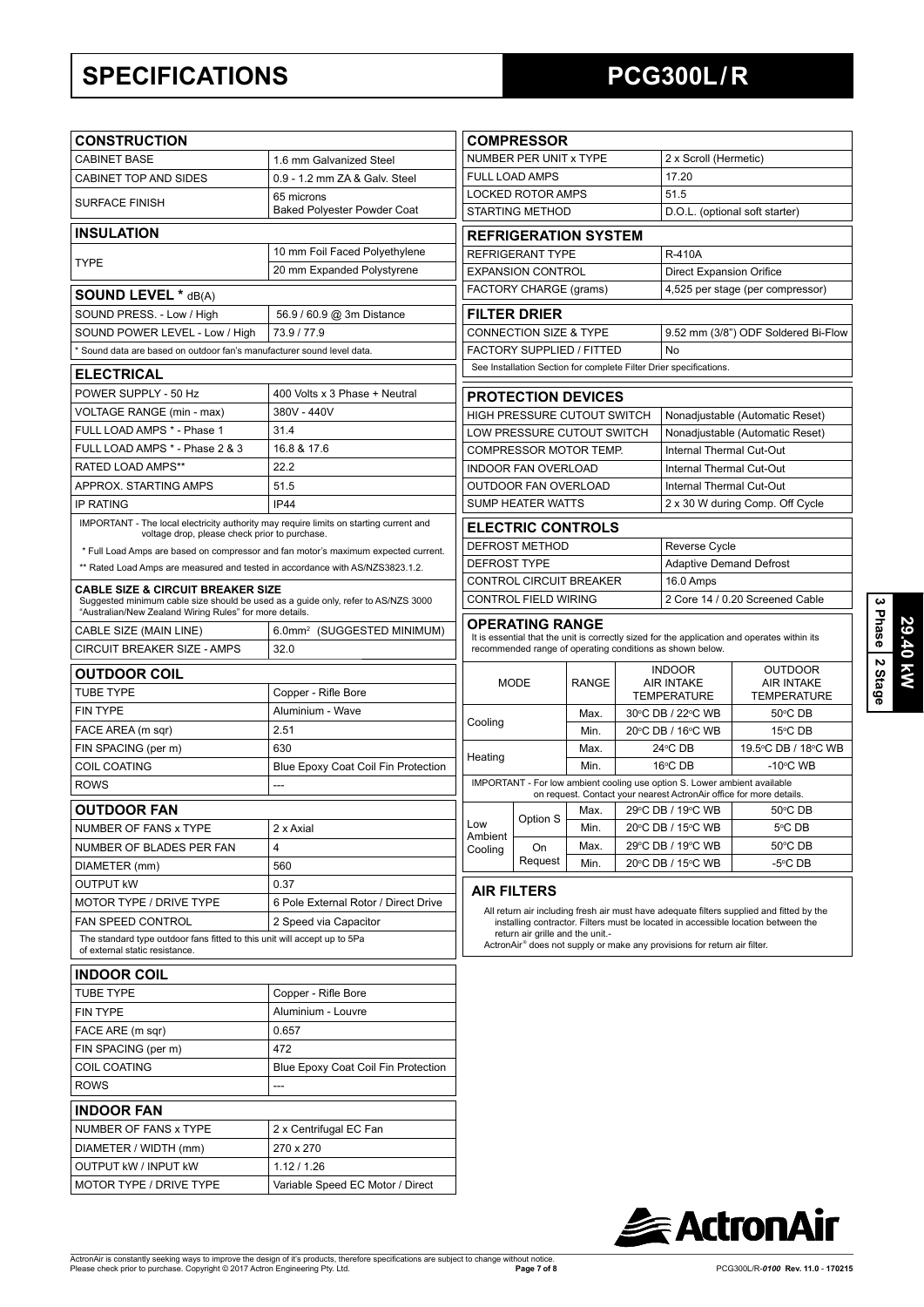# SPECIFICATIONS

# PCG300L / R

## CONSTRUCTION

| | |
|---|---|
| CABINET BASE | 1.6 mm Galvanized Steel |
| CABINET TOP AND SIDES | 0.9 - 1.2 mm ZA & Galv. Steel |
| SURFACE FINISH | 65 microns Baked Polyester Powder Coat |

## INSULATION

| | |
|---|---|
| TYPE | 10 mm Foil Faced Polyethylene |
| | 20 mm Expanded Polystyrene |

## SOUND LEVEL * dB(A)

| | |
|---|---|
| SOUND PRESS. - Low / High | 56.9 / 60.9 @ 3m Distance |
| SOUND POWER LEVEL - Low / High | 73.9 / 77.9 |

* Sound data are based on outdoor fan's manufacturer sound level data.

## ELECTRICAL

| | |
|---|---|
| POWER SUPPLY - 50 Hz | 400 Volts x 3 Phase + Neutral |
| VOLTAGE RANGE (min - max) | 380V - 440V |
| FULL LOAD AMPS * - Phase 1 | 31.4 |
| FULL LOAD AMPS * - Phase 2 & 3 | 16.8 & 17.6 |
| RATED LOAD AMPS** | 22.2 |
| APPROX. STARTING AMPS | 51.5 |
| IP RATING | IP44 |

IMPORTANT - The local electricity authority may require limits on starting current and voltage drop, please check prior to purchase.

* Full Load Amps are based on compressor and fan motor's maximum expected current.

** Rated Load Amps are measured and tested in accordance with AS/NZS3823.1.2.

**CABLE SIZE & CIRCUIT BREAKER SIZE**
Suggested minimum cable size should be used as a guide only, refer to AS/NZS 3000 "Australian/New Zealand Wiring Rules" for more details.

| | |
|---|---|
| CABLE SIZE (MAIN LINE) | 6.0mm² (SUGGESTED MINIMUM) |
| CIRCUIT BREAKER SIZE - AMPS | 32.0 |

## OUTDOOR COIL

| | |
|---|---|
| TUBE TYPE | Copper - Rifle Bore |
| FIN TYPE | Aluminium - Wave |
| FACE AREA (m sqr) | 2.51 |
| FIN SPACING (per m) | 630 |
| COIL COATING | Blue Epoxy Coat Coil Fin Protection |
| ROWS | --- |

## OUTDOOR FAN

| | |
|---|---|
| NUMBER OF FANS x TYPE | 2 x Axial |
| NUMBER OF BLADES PER FAN | 4 |
| DIAMETER (mm) | 560 |
| OUTPUT kW | 0.37 |
| MOTOR TYPE / DRIVE TYPE | 6 Pole External Rotor / Direct Drive |
| FAN SPEED CONTROL | 2 Speed via Capacitor |

The standard type outdoor fans fitted to this unit will accept up to 5Pa of external static resistance.

## INDOOR COIL

| | |
|---|---|
| TUBE TYPE | Copper - Rifle Bore |
| FIN TYPE | Aluminium - Louvre |
| FACE ARE (m sqr) | 0.657 |
| FIN SPACING (per m) | 472 |
| COIL COATING | Blue Epoxy Coat Coil Fin Protection |
| ROWS | --- |

## INDOOR FAN

| | |
|---|---|
| NUMBER OF FANS x TYPE | 2 x Centrifugal EC Fan |
| DIAMETER / WIDTH (mm) | 270 x 270 |
| OUTPUT kW / INPUT kW | 1.12 / 1.26 |
| MOTOR TYPE / DRIVE TYPE | Variable Speed EC Motor / Direct |

## COMPRESSOR

| | |
|---|---|
| NUMBER PER UNIT x TYPE | 2 x Scroll (Hermetic) |
| FULL LOAD AMPS | 17.20 |
| LOCKED ROTOR AMPS | 51.5 |
| STARTING METHOD | D.O.L. (optional soft starter) |

## REFRIGERATION SYSTEM

| | |
|---|---|
| REFRIGERANT TYPE | R-410A |
| EXPANSION CONTROL | Direct Expansion Orifice |
| FACTORY CHARGE (grams) | 4,525 per stage (per compressor) |

## FILTER DRIER

| | |
|---|---|
| CONNECTION SIZE & TYPE | 9.52 mm (3/8") ODF Soldered Bi-Flow |
| FACTORY SUPPLIED / FITTED | No |

See Installation Section for complete Filter Drier specifications.

## PROTECTION DEVICES

| | |
|---|---|
| HIGH PRESSURE CUTOUT SWITCH | Nonadjustable (Automatic Reset) |
| LOW PRESSURE CUTOUT SWITCH | Nonadjustable (Automatic Reset) |
| COMPRESSOR MOTOR TEMP. | Internal Thermal Cut-Out |
| INDOOR FAN OVERLOAD | Internal Thermal Cut-Out |
| OUTDOOR FAN OVERLOAD | Internal Thermal Cut-Out |
| SUMP HEATER WATTS | 2 x 30 W during Comp. Off Cycle |

## ELECTRIC CONTROLS

| | |
|---|---|
| DEFROST METHOD | Reverse Cycle |
| DEFROST TYPE | Adaptive Demand Defrost |
| CONTROL CIRCUIT BREAKER | 16.0 Amps |
| CONTROL FIELD WIRING | 2 Core 14 / 0.20 Screened Cable |

## OPERATING RANGE

It is essential that the unit is correctly sized for the application and operates within its recommended range of operating conditions as shown below.

| MODE | | RANGE | INDOOR AIR INTAKE TEMPERATURE | OUTDOOR AIR INTAKE TEMPERATURE |
|---|---|---|---|---|
| Cooling | | Max. | 30°C DB / 22°C WB | 50°C DB |
| | | Min. | 20°C DB / 16°C WB | 15°C DB |
| Heating | | Max. | 24°C DB | 19.5°C DB / 18°C WB |
| | | Min. | 16°C DB | -10°C WB |

IMPORTANT - For low ambient cooling use option S. Lower ambient available on request. Contact your nearest ActronAir office for more details.

| MODE | | RANGE | INDOOR AIR INTAKE TEMPERATURE | OUTDOOR AIR INTAKE TEMPERATURE |
|---|---|---|---|---|
| Low Ambient Cooling | Option S | Max. | 29°C DB / 19°C WB | 50°C DB |
| | | Min. | 20°C DB / 15°C WB | 5°C DB |
| | On Request | Max. | 29°C DB / 19°C WB | 50°C DB |
| | | Min. | 20°C DB / 15°C WB | -5°C DB |

## AIR FILTERS

All return air including fresh air must have adequate filters supplied and fitted by the installing contractor. Filters must be located in accessible location between the return air grille and the unit.-
ActronAir® does not supply or make any provisions for return air filter.

3 Phase | 2 Stage | 29.40 kW

ActronAir is constantly seeking ways to improve the design of it's products, therefore specifications are subject to change without notice.
Please check prior to purchase. Copyright © 2017 Actron Engineering Pty. Ltd.

PCG300L/R-0100 Rev. 11.0 - 170215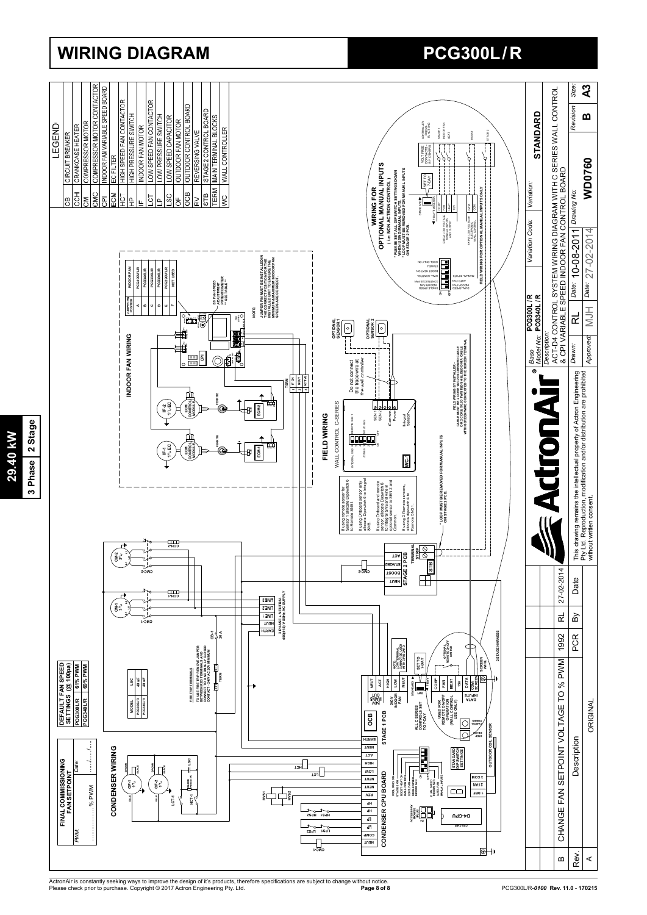# WIRING DIAGRAM

# PCG300L / R

**29.40 kW**

**3 Phase | 2 Stage**

## LEGEND

| | |
|---|---|
| CB | CIRCUIT BREAKER |
| CCH | CRANKCASE HEATER |
| CM | COMPRESSOR MOTOR |
| CMC | COMPRESSOR MOTOR CONTACTOR |
| CPI | INDOOR FAN VARIABLE SPEED BOARD |
| ECM | EC FILTER |
| HCT | HIGH SPEED FAN CONTACTOR |
| HP | HIGH PRESSURE SWITCH |
| IF | INDOOR FAN MOTOR |
| LCT | LOW SPEED FAN CONTACTOR |
| LP | LOW PRESSURE SWITCH |
| LSC | LOW SPEED CAPACITOR |
| OF | OUTDOOR FAN MOTOR |
| OCB | OUTDOOR CONTROL BOARD |
| RV | REVERSING VALVE |
| STB | STAGE 2 CONTROL BOARD |
| TERM | MAIN TERMINAL BLOCKS |
| WC | WALL CONTROLLER |

## FINAL COMMISSIONING FAN SETPOINT

PWM: ............... % PWM Date: ...../...../.....

## DEFAULT FAN SPEED SETTINGS (@ 100pa)

| | |
|---|---|
| PCG300L/R | 61% PWM |
| PCG340L/R | 69% PWM |

| MODEL | LSC |
|---|---|
| PCG300L/R | 40 uF |
| PCG340L/R | 40 uF |

## INDOOR FAN WIRING

| JUMPER PIN POSITION | INDOOR FAN |
|---|---|
| A | PCG400L/R |
| B | PCG340L/R |
| C | PCG300L/R |
| D | PCG270L/R |
| E | PCG240L/R |
| F | NOT USED |

EC FAN SPEED ADJUSTMENT POTENTIOMETER - SEE TABLE

NOTE: JUMPER PIN MUST BE INSTALLED IN THE CORRECT POSITION FOR THE INSTALLED UNIT TO ENSURE THE MINIMUM & MAXIMUM INDOOR FAN SPEEDS ARE CORRECT.

## CONDENSER WIRING

FIRE TRIP TERMINALS

TO USE FIRE TRIP REMOVE JUMPER BETWEEN FIRE TRIP TERMINALS AND CONNECT TO A NORMALLY CLOSED CONTACT - 240V AC 20A MINIMUM

3 PHASE + NEUTRAL 400(415) V 50Hz AC SUPPLY

CB-1 20 A

## FIELD WIRING

WALL CONTROL C-SERIES

If using remote sensor for Sens1, allocate Dipswitch 6 to Remote SNS1.

If using Onboard sensor only allocate Dipswitch 6 to Integral SNS.

If using Onboard and remote sensor, allocate Dipswitch 6 to Integral SNS and wire in optional sensor to SEN 2 and Common.

If using 2 Remote sensors, allocate dipswitch 6 to Remote SNS1.

Do not connect the trace wire at the wall controller

OPTIONAL SENSOR 1

OPTIONAL SENSOR 2

\* LOOP MUST BE REMOVED FOR MANUAL INPUTS ON STAGE 2 PCB.

FIELD WIRING BY INSTALLER CABLE MUST BE 2 CORE RS485 SCREENED CABLE (4 CORE IF OPTIONAL SENSOR USED) WITH SCREEN WIRE CONNECTED TO THE SCREEN TERMINAL.

## WIRING FOR OPTIONAL MANUAL INPUTS

( i.e: NON ACTRON CONTROL )

\* PLEASE SET ALL DIP SWITCH SETTINGS DOWN WHEN USING MANUAL INPUTS

\* LOOP MUST BE REMOVED FOR MANUAL INPUTS ON STAGE 2 PCB

FIELD WIRING FOR OPTIONAL MANUAL INPUTS ONLY

VOLT FREE CONTACTS BY OTHERS

## CONDENSER CPU BOARD

ALL C SERIES CONTROLS SET TO 7-DAY

USED FOR REMOTE ON/OFF OPERATION (WALL CONTROL USE ONLY)

OPTIONAL REMOTE ON/OFF SWITCH

STAGE 1 PCB

STAGE 2 PCB

---

| Base Model No: | PCG300L / R PCG340L / R | Variation Code: | Variation: | STANDARD |
|---|---|---|---|---|

Description: ACT-D4 CONTROL SYSTEM WIRING DIAGRAM WITH C SERIES WALL CONTROL & CPI VARIABLE SPEED INDOOR FAN CONTROL BOARD

| Drawn: | RL | Date: 10-08-2011 | Drawing No: WD0760 | Revision B | Size: A3 |
|---|---|---|---|---|---|
| Approved: | MJH | Date: 27-02-2014 | | | |

| Rev. | Description | | By | Date |
|---|---|---|---|---|
| B | CHANGE FAN SETPOINT VOLTAGE TO % PWM | 1992 | RL | 27-02-2014 |
| A | ORIGINAL | | | |

This drawing remains the intellectual property of Actron Engineering Pty Ltd. Reproduction, modification and/or distribution are prohibited without written consent.

ActronAir is constantly seeking ways to improve the design of it's products, therefore specifications are subject to change without notice. Please check prior to purchase. Copyright © 2017 Actron Engineering Pty. Ltd.

PCG300L/R-*0100* Rev. 11.0 - 170215